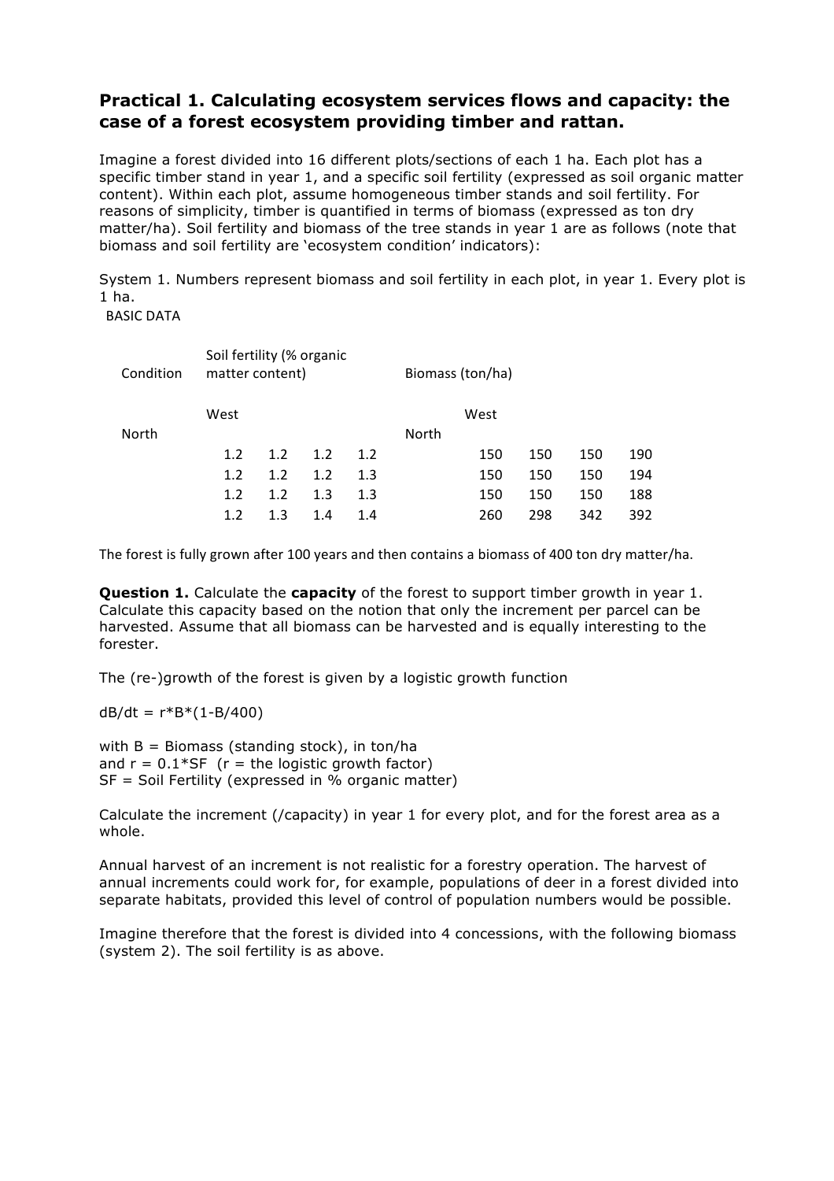## Practical 1. Calculating ecosystem services flows and capacity: the case of a forest ecosystem providing timber and rattan.

Imagine a forest divided into 16 different plots/sections of each 1 ha. Each plot has a specific timber stand in year 1, and a specific soil fertility (expressed as soil organic matter content). Within each plot, assume homogeneous timber stands and soil fertility. For reasons of simplicity, timber is quantified in terms of biomass (expressed as ton dry matter/ha). Soil fertility and biomass of the tree stands in year 1 are as follows (note that biomass and soil fertility are 'ecosystem condition' indicators):

System 1. Numbers represent biomass and soil fertility in each plot, in year 1. Every plot is 1 ha.

BASIC DATA

| Condition | Soil fertility (% organic matter content) | | | | | Biomass (ton/ha) | | | |
|---|---|---|---|---|---|---|---|---|---|
| | West | | | | | West | | | |
| North | | | | | North | | | | |
| | 1.2 | 1.2 | 1.2 | 1.2 | | 150 | 150 | 150 | 190 |
| | 1.2 | 1.2 | 1.2 | 1.3 | | 150 | 150 | 150 | 194 |
| | 1.2 | 1.2 | 1.3 | 1.3 | | 150 | 150 | 150 | 188 |
| | 1.2 | 1.3 | 1.4 | 1.4 | | 260 | 298 | 342 | 392 |

The forest is fully grown after 100 years and then contains a biomass of 400 ton dry matter/ha.

**Question 1.** Calculate the **capacity** of the forest to support timber growth in year 1. Calculate this capacity based on the notion that only the increment per parcel can be harvested. Assume that all biomass can be harvested and is equally interesting to the forester.

The (re-)growth of the forest is given by a logistic growth function

$dB/dt = r*B*(1-B/400)$

with B = Biomass (standing stock), in ton/ha
and $r = 0.1*SF$ (r = the logistic growth factor)
SF = Soil Fertility (expressed in % organic matter)

Calculate the increment (/capacity) in year 1 for every plot, and for the forest area as a whole.

Annual harvest of an increment is not realistic for a forestry operation. The harvest of annual increments could work for, for example, populations of deer in a forest divided into separate habitats, provided this level of control of population numbers would be possible.

Imagine therefore that the forest is divided into 4 concessions, with the following biomass (system 2). The soil fertility is as above.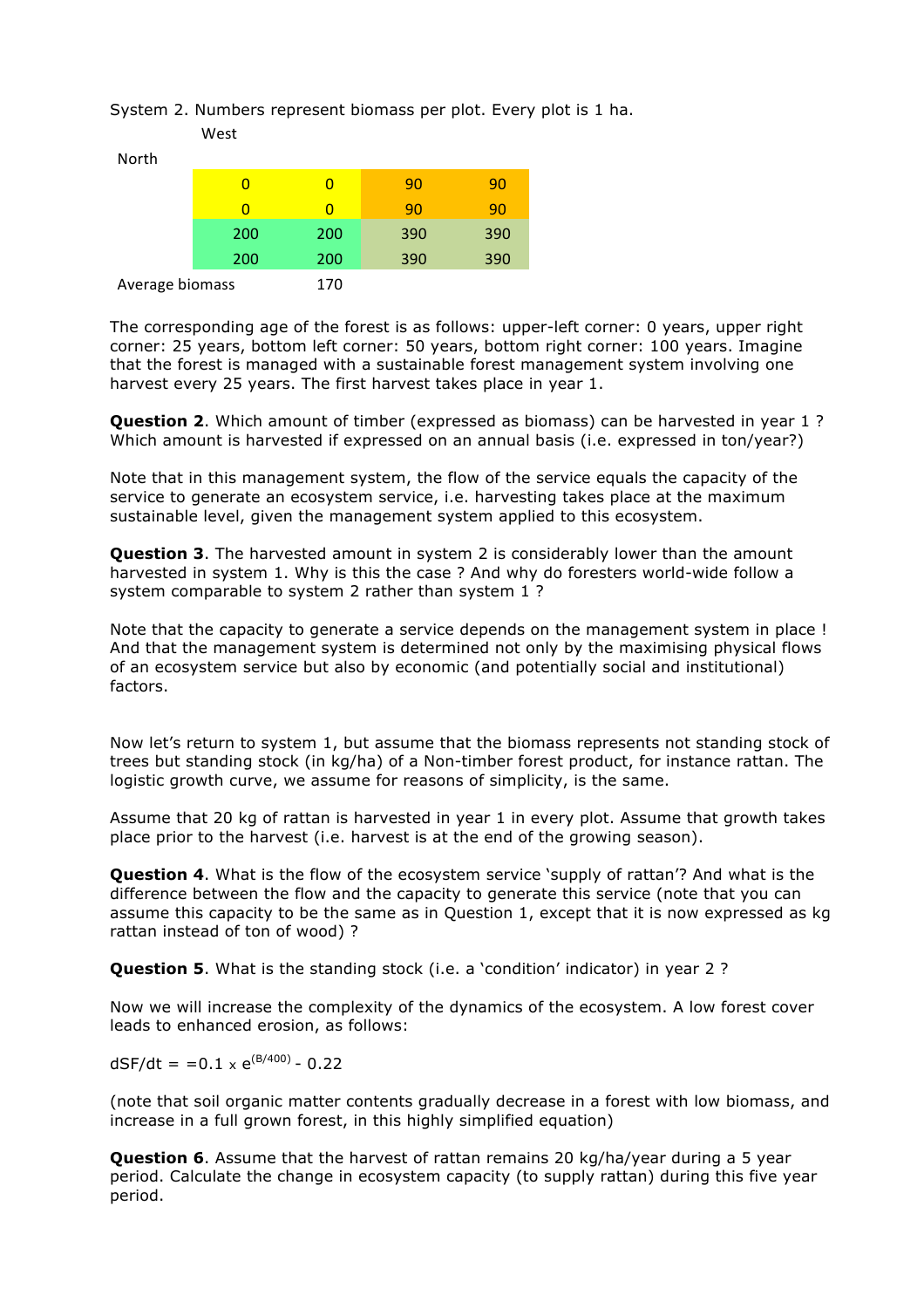System 2. Numbers represent biomass per plot. Every plot is 1 ha.

West

North

| | | | |
|---|---|---|---|
| 0 | 0 | 90 | 90 |
| 0 | 0 | 90 | 90 |
| 200 | 200 | 390 | 390 |
| 200 | 200 | 390 | 390 |

Average biomass 170

The corresponding age of the forest is as follows: upper-left corner: 0 years, upper right corner: 25 years, bottom left corner: 50 years, bottom right corner: 100 years. Imagine that the forest is managed with a sustainable forest management system involving one harvest every 25 years. The first harvest takes place in year 1.

**Question 2**. Which amount of timber (expressed as biomass) can be harvested in year 1 ? Which amount is harvested if expressed on an annual basis (i.e. expressed in ton/year?)

Note that in this management system, the flow of the service equals the capacity of the service to generate an ecosystem service, i.e. harvesting takes place at the maximum sustainable level, given the management system applied to this ecosystem.

**Question 3**. The harvested amount in system 2 is considerably lower than the amount harvested in system 1. Why is this the case ? And why do foresters world-wide follow a system comparable to system 2 rather than system 1 ?

Note that the capacity to generate a service depends on the management system in place ! And that the management system is determined not only by the maximising physical flows of an ecosystem service but also by economic (and potentially social and institutional) factors.

Now let's return to system 1, but assume that the biomass represents not standing stock of trees but standing stock (in kg/ha) of a Non-timber forest product, for instance rattan. The logistic growth curve, we assume for reasons of simplicity, is the same.

Assume that 20 kg of rattan is harvested in year 1 in every plot. Assume that growth takes place prior to the harvest (i.e. harvest is at the end of the growing season).

**Question 4**. What is the flow of the ecosystem service 'supply of rattan'? And what is the difference between the flow and the capacity to generate this service (note that you can assume this capacity to be the same as in Question 1, except that it is now expressed as kg rattan instead of ton of wood) ?

**Question 5**. What is the standing stock (i.e. a 'condition' indicator) in year 2 ?

Now we will increase the complexity of the dynamics of the ecosystem. A low forest cover leads to enhanced erosion, as follows:

$dSF/dt = =0.1 \times e^{(B/400)} - 0.22$

(note that soil organic matter contents gradually decrease in a forest with low biomass, and increase in a full grown forest, in this highly simplified equation)

**Question 6**. Assume that the harvest of rattan remains 20 kg/ha/year during a 5 year period. Calculate the change in ecosystem capacity (to supply rattan) during this five year period.